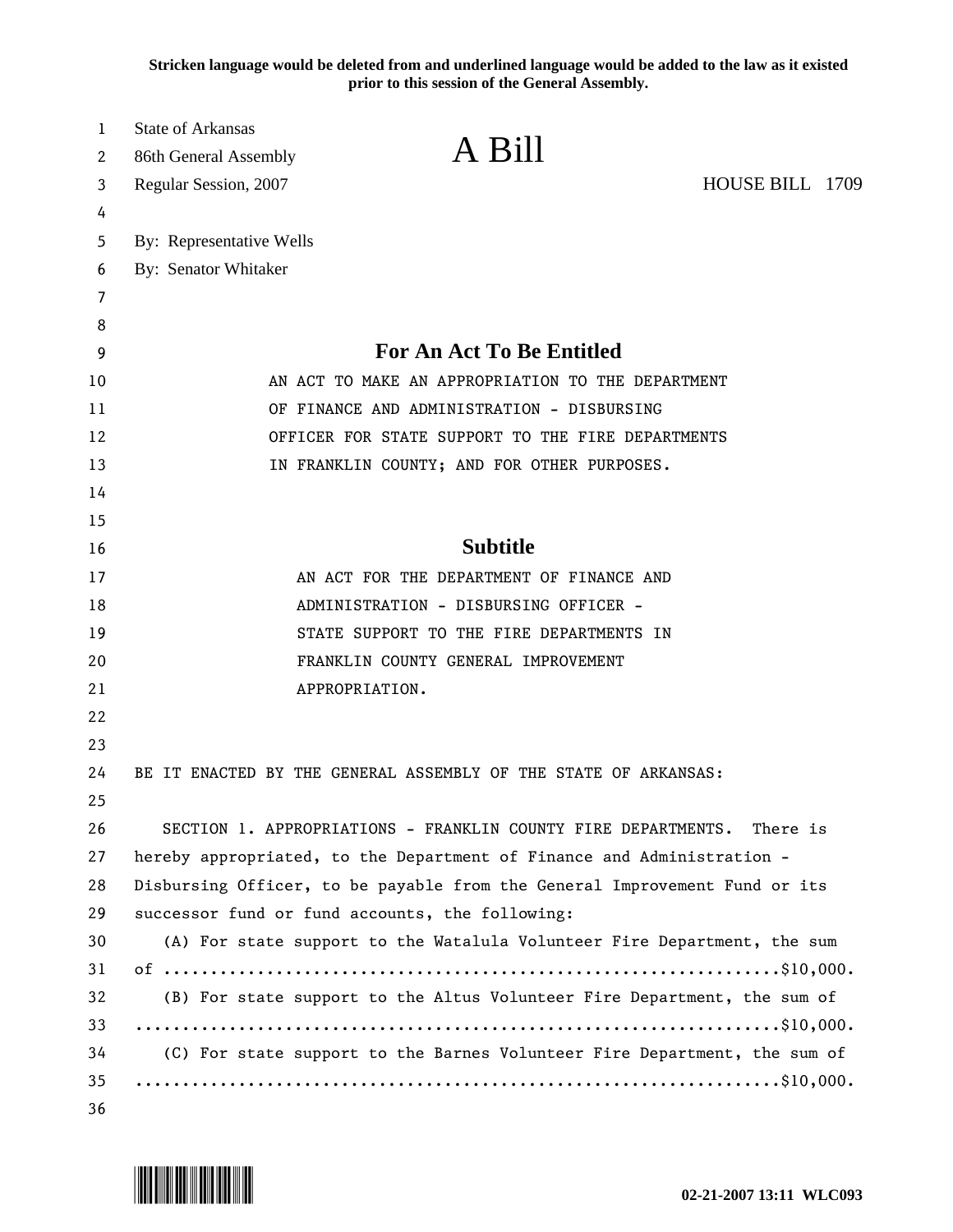Stricken language would be deleted from and underlined language would be added to the law as it existed prior to this session of the General Assembly.

State of Arkansas
86th General Assembly
Regular Session, 2007

# A Bill

HOUSE BILL 1709

By: Representative Wells
By: Senator Whitaker

## For An Act To Be Entitled

AN ACT TO MAKE AN APPROPRIATION TO THE DEPARTMENT OF FINANCE AND ADMINISTRATION - DISBURSING OFFICER FOR STATE SUPPORT TO THE FIRE DEPARTMENTS IN FRANKLIN COUNTY; AND FOR OTHER PURPOSES.

## Subtitle

AN ACT FOR THE DEPARTMENT OF FINANCE AND ADMINISTRATION - DISBURSING OFFICER - STATE SUPPORT TO THE FIRE DEPARTMENTS IN FRANKLIN COUNTY GENERAL IMPROVEMENT APPROPRIATION.

BE IT ENACTED BY THE GENERAL ASSEMBLY OF THE STATE OF ARKANSAS:

SECTION 1. APPROPRIATIONS - FRANKLIN COUNTY FIRE DEPARTMENTS. There is hereby appropriated, to the Department of Finance and Administration - Disbursing Officer, to be payable from the General Improvement Fund or its successor fund or fund accounts, the following:

(A) For state support to the Watalula Volunteer Fire Department, the sum of ..................................................................$10,000.

(B) For state support to the Altus Volunteer Fire Department, the sum of ....................................................................$10,000.

(C) For state support to the Barnes Volunteer Fire Department, the sum of ....................................................................$10,000.

02-21-2007 13:11 WLC093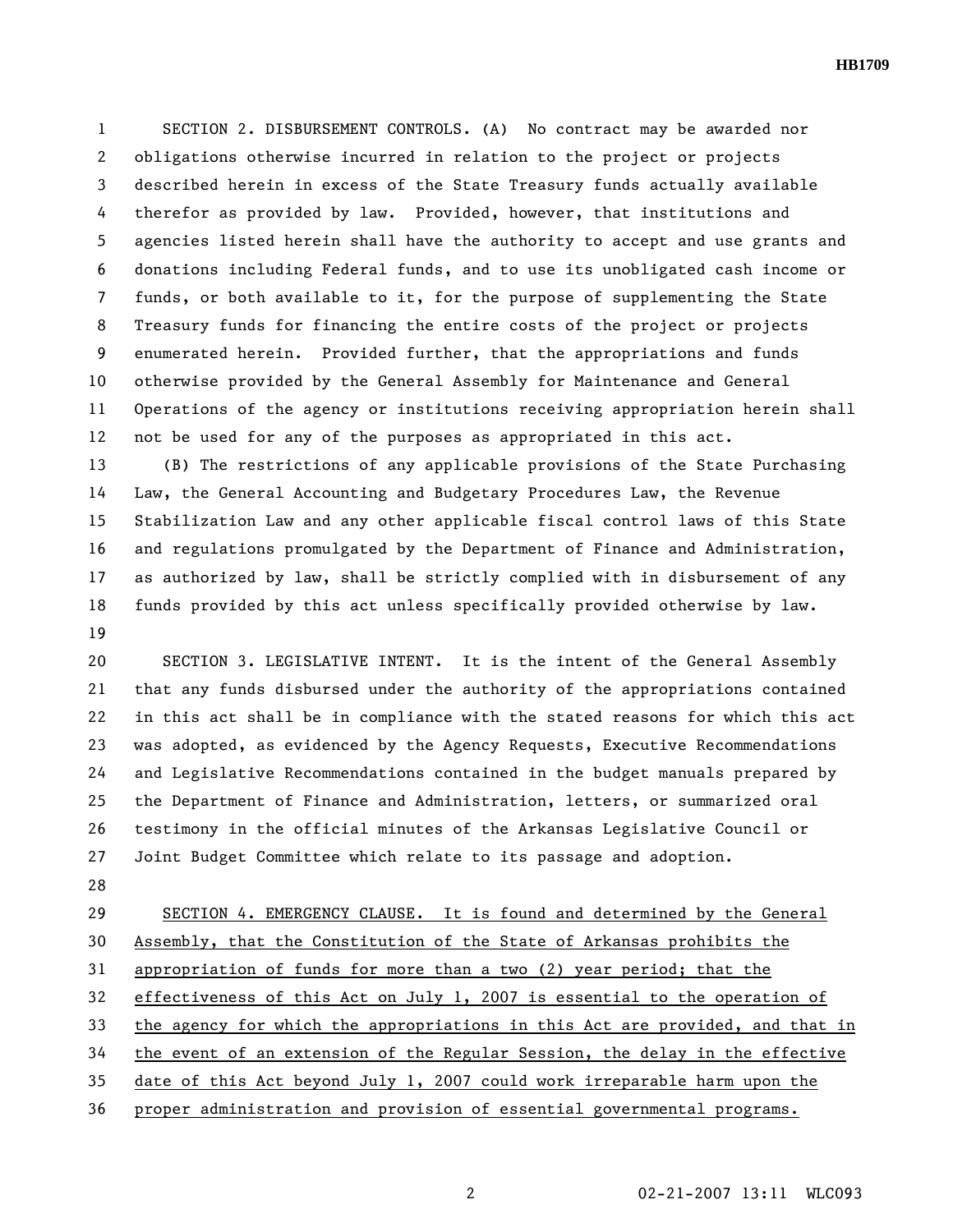SECTION 2. DISBURSEMENT CONTROLS. (A) No contract may be awarded nor obligations otherwise incurred in relation to the project or projects described herein in excess of the State Treasury funds actually available therefor as provided by law. Provided, however, that institutions and agencies listed herein shall have the authority to accept and use grants and donations including Federal funds, and to use its unobligated cash income or funds, or both available to it, for the purpose of supplementing the State Treasury funds for financing the entire costs of the project or projects enumerated herein. Provided further, that the appropriations and funds otherwise provided by the General Assembly for Maintenance and General Operations of the agency or institutions receiving appropriation herein shall not be used for any of the purposes as appropriated in this act.

(B) The restrictions of any applicable provisions of the State Purchasing Law, the General Accounting and Budgetary Procedures Law, the Revenue Stabilization Law and any other applicable fiscal control laws of this State and regulations promulgated by the Department of Finance and Administration, as authorized by law, shall be strictly complied with in disbursement of any funds provided by this act unless specifically provided otherwise by law.

SECTION 3. LEGISLATIVE INTENT. It is the intent of the General Assembly that any funds disbursed under the authority of the appropriations contained in this act shall be in compliance with the stated reasons for which this act was adopted, as evidenced by the Agency Requests, Executive Recommendations and Legislative Recommendations contained in the budget manuals prepared by the Department of Finance and Administration, letters, or summarized oral testimony in the official minutes of the Arkansas Legislative Council or Joint Budget Committee which relate to its passage and adoption.

<u>SECTION 4. EMERGENCY CLAUSE. It is found and determined by the General Assembly, that the Constitution of the State of Arkansas prohibits the appropriation of funds for more than a two (2) year period; that the effectiveness of this Act on July 1, 2007 is essential to the operation of the agency for which the appropriations in this Act are provided, and that in the event of an extension of the Regular Session, the delay in the effective date of this Act beyond July 1, 2007 could work irreparable harm upon the proper administration and provision of essential governmental programs.</u>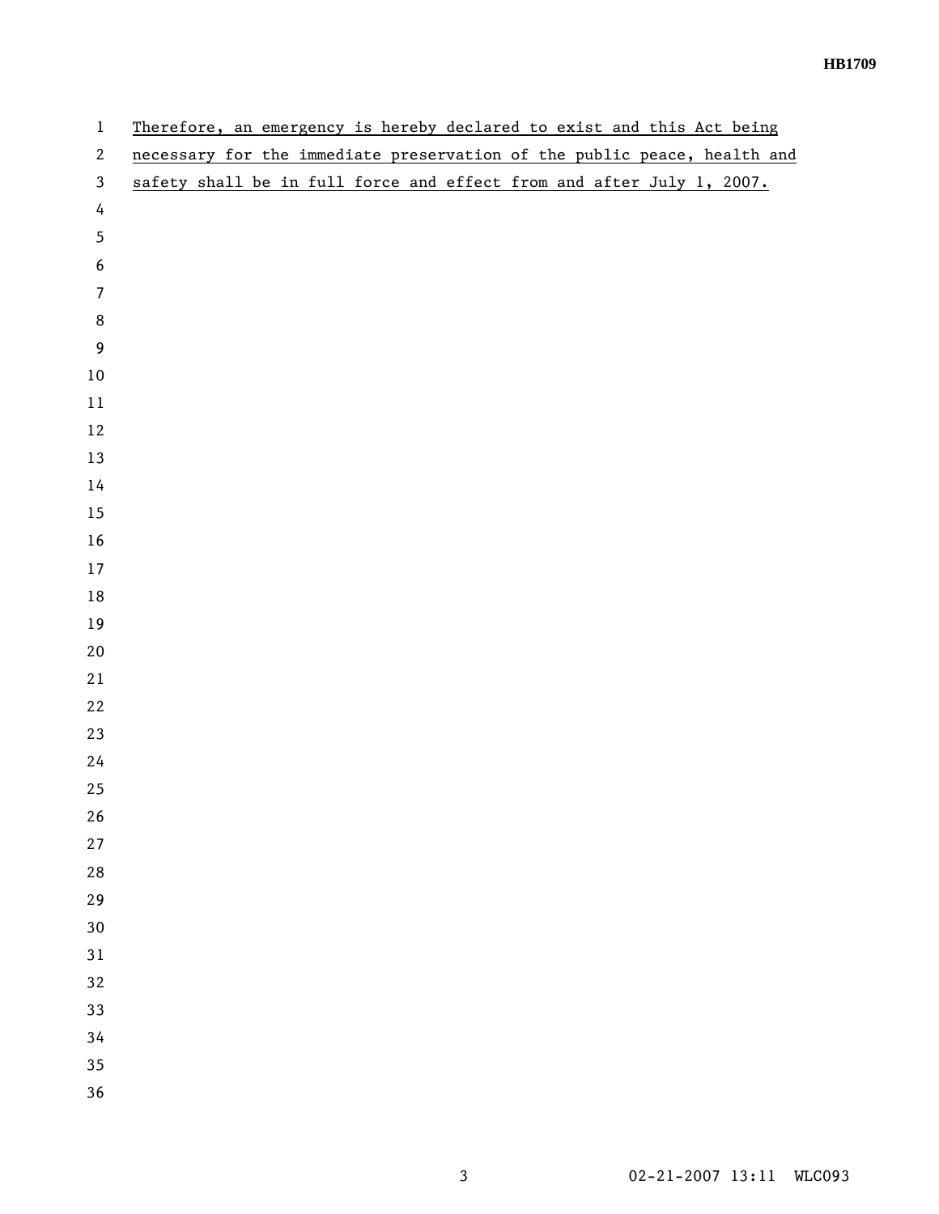Therefore, an emergency is hereby declared to exist and this Act being necessary for the immediate preservation of the public peace, health and safety shall be in full force and effect from and after July 1, 2007.